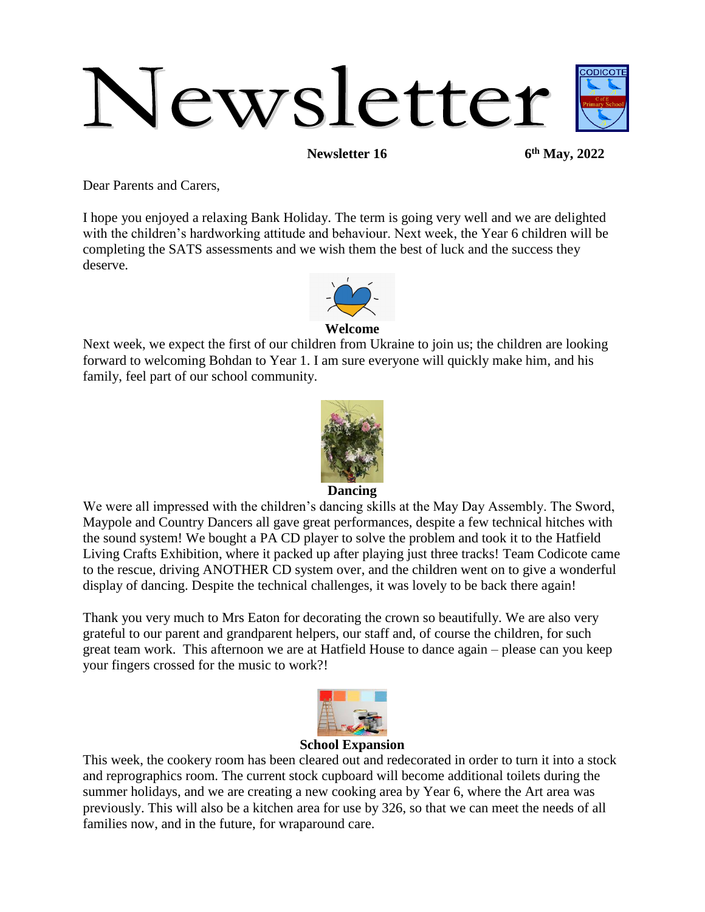# Newsletter

**Newsletter 16** **6th May, 2022**

Dear Parents and Carers,

I hope you enjoyed a relaxing Bank Holiday. The term is going very well and we are delighted with the children's hardworking attitude and behaviour. Next week, the Year 6 children will be completing the SATS assessments and we wish them the best of luck and the success they deserve.

**Welcome**

Next week, we expect the first of our children from Ukraine to join us; the children are looking forward to welcoming Bohdan to Year 1. I am sure everyone will quickly make him, and his family, feel part of our school community.

**Dancing**

We were all impressed with the children's dancing skills at the May Day Assembly. The Sword, Maypole and Country Dancers all gave great performances, despite a few technical hitches with the sound system! We bought a PA CD player to solve the problem and took it to the Hatfield Living Crafts Exhibition, where it packed up after playing just three tracks! Team Codicote came to the rescue, driving ANOTHER CD system over, and the children went on to give a wonderful display of dancing. Despite the technical challenges, it was lovely to be back there again!

Thank you very much to Mrs Eaton for decorating the crown so beautifully. We are also very grateful to our parent and grandparent helpers, our staff and, of course the children, for such great team work. This afternoon we are at Hatfield House to dance again – please can you keep your fingers crossed for the music to work?!

**School Expansion**

This week, the cookery room has been cleared out and redecorated in order to turn it into a stock and reprographics room. The current stock cupboard will become additional toilets during the summer holidays, and we are creating a new cooking area by Year 6, where the Art area was previously. This will also be a kitchen area for use by 326, so that we can meet the needs of all families now, and in the future, for wraparound care.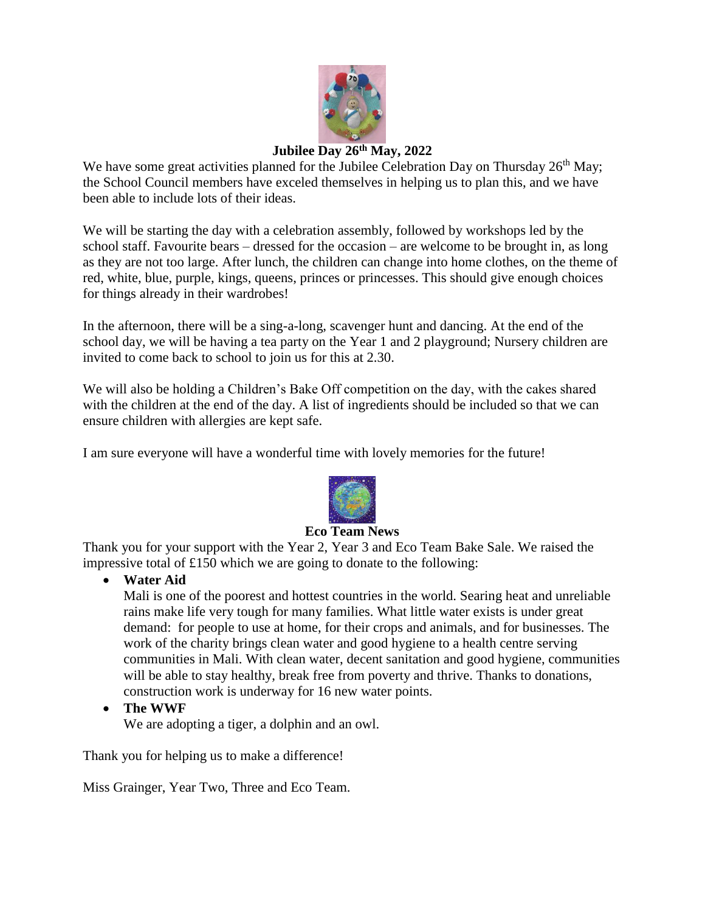## Jubilee Day 26th May, 2022

We have some great activities planned for the Jubilee Celebration Day on Thursday 26th May; the School Council members have exceled themselves in helping us to plan this, and we have been able to include lots of their ideas.

We will be starting the day with a celebration assembly, followed by workshops led by the school staff. Favourite bears – dressed for the occasion – are welcome to be brought in, as long as they are not too large. After lunch, the children can change into home clothes, on the theme of red, white, blue, purple, kings, queens, princes or princesses. This should give enough choices for things already in their wardrobes!

In the afternoon, there will be a sing-a-long, scavenger hunt and dancing. At the end of the school day, we will be having a tea party on the Year 1 and 2 playground; Nursery children are invited to come back to school to join us for this at 2.30.

We will also be holding a Children's Bake Off competition on the day, with the cakes shared with the children at the end of the day. A list of ingredients should be included so that we can ensure children with allergies are kept safe.

I am sure everyone will have a wonderful time with lovely memories for the future!

## Eco Team News

Thank you for your support with the Year 2, Year 3 and Eco Team Bake Sale. We raised the impressive total of £150 which we are going to donate to the following:

- **Water Aid**
  Mali is one of the poorest and hottest countries in the world. Searing heat and unreliable rains make life very tough for many families. What little water exists is under great demand: for people to use at home, for their crops and animals, and for businesses. The work of the charity brings clean water and good hygiene to a health centre serving communities in Mali. With clean water, decent sanitation and good hygiene, communities will be able to stay healthy, break free from poverty and thrive. Thanks to donations, construction work is underway for 16 new water points.
- **The WWF**
  We are adopting a tiger, a dolphin and an owl.

Thank you for helping us to make a difference!

Miss Grainger, Year Two, Three and Eco Team.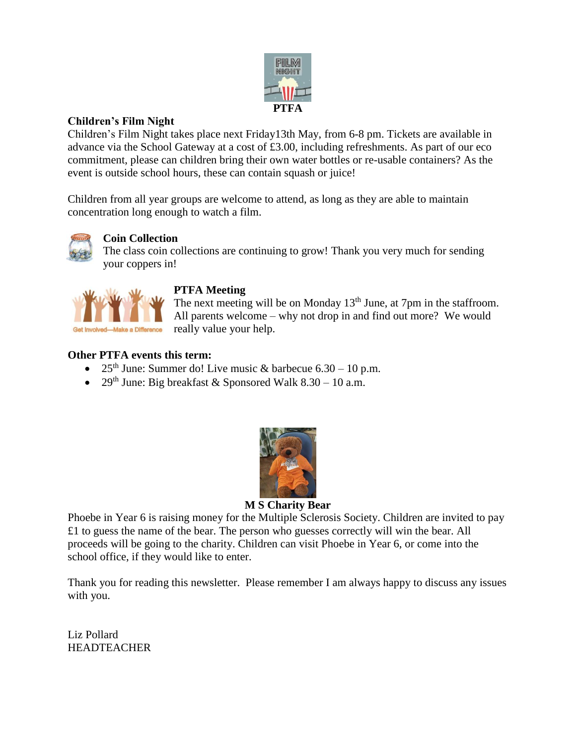**PTFA**

**Children's Film Night**

Children's Film Night takes place next Friday13th May, from 6-8 pm. Tickets are available in advance via the School Gateway at a cost of £3.00, including refreshments. As part of our eco commitment, please can children bring their own water bottles or re-usable containers? As the event is outside school hours, these can contain squash or juice!

Children from all year groups are welcome to attend, as long as they are able to maintain concentration long enough to watch a film.

**Coin Collection**

The class coin collections are continuing to grow! Thank you very much for sending your coppers in!

**PTFA Meeting**

The next meeting will be on Monday 13th June, at 7pm in the staffroom. All parents welcome – why not drop in and find out more? We would really value your help.

**Other PTFA events this term:**

- 25th June: Summer do! Live music & barbecue 6.30 – 10 p.m.
- 29th June: Big breakfast & Sponsored Walk 8.30 – 10 a.m.

**M S Charity Bear**

Phoebe in Year 6 is raising money for the Multiple Sclerosis Society. Children are invited to pay £1 to guess the name of the bear. The person who guesses correctly will win the bear. All proceeds will be going to the charity. Children can visit Phoebe in Year 6, or come into the school office, if they would like to enter.

Thank you for reading this newsletter. Please remember I am always happy to discuss any issues with you.

Liz Pollard
HEADTEACHER